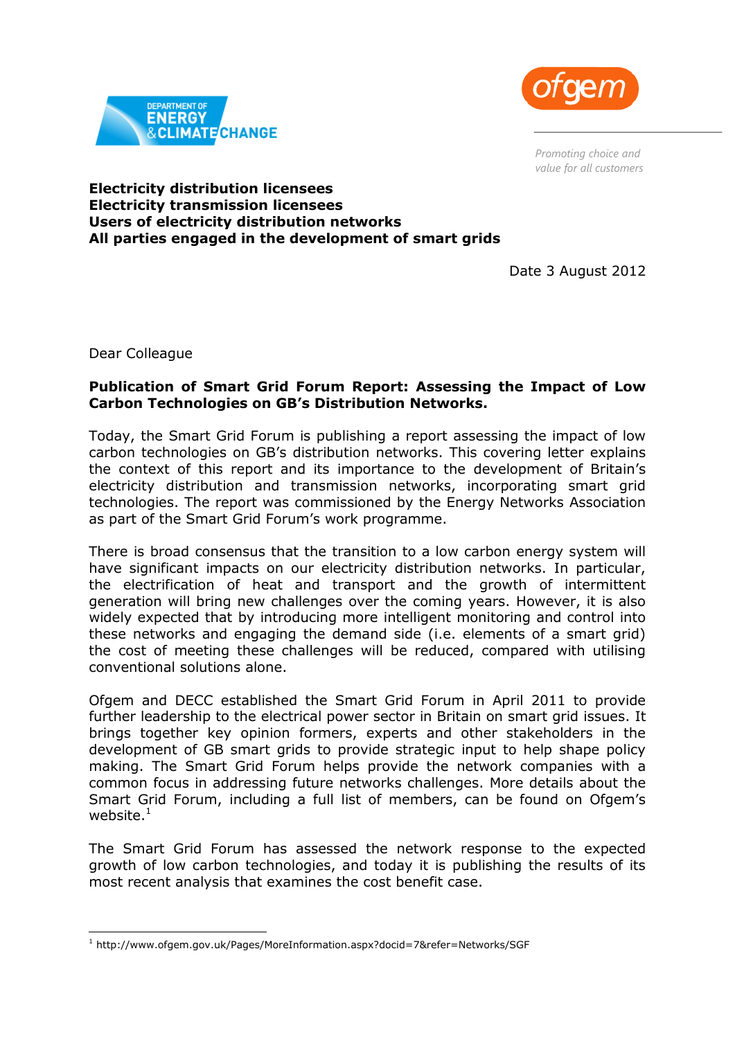DEPARTMENT OF ENERGY & CLIMATE CHANGE

ofgem

*Promoting choice and value for all customers*

**Electricity distribution licensees**
**Electricity transmission licensees**
**Users of electricity distribution networks**
**All parties engaged in the development of smart grids**

Date 3 August 2012

Dear Colleague

**Publication of Smart Grid Forum Report: Assessing the Impact of Low Carbon Technologies on GB's Distribution Networks.**

Today, the Smart Grid Forum is publishing a report assessing the impact of low carbon technologies on GB's distribution networks. This covering letter explains the context of this report and its importance to the development of Britain's electricity distribution and transmission networks, incorporating smart grid technologies. The report was commissioned by the Energy Networks Association as part of the Smart Grid Forum's work programme.

There is broad consensus that the transition to a low carbon energy system will have significant impacts on our electricity distribution networks. In particular, the electrification of heat and transport and the growth of intermittent generation will bring new challenges over the coming years. However, it is also widely expected that by introducing more intelligent monitoring and control into these networks and engaging the demand side (i.e. elements of a smart grid) the cost of meeting these challenges will be reduced, compared with utilising conventional solutions alone.

Ofgem and DECC established the Smart Grid Forum in April 2011 to provide further leadership to the electrical power sector in Britain on smart grid issues. It brings together key opinion formers, experts and other stakeholders in the development of GB smart grids to provide strategic input to help shape policy making. The Smart Grid Forum helps provide the network companies with a common focus in addressing future networks challenges. More details about the Smart Grid Forum, including a full list of members, can be found on Ofgem's website.[1]

The Smart Grid Forum has assessed the network response to the expected growth of low carbon technologies, and today it is publishing the results of its most recent analysis that examines the cost benefit case.

[1] http://www.ofgem.gov.uk/Pages/MoreInformation.aspx?docid=7&refer=Networks/SGF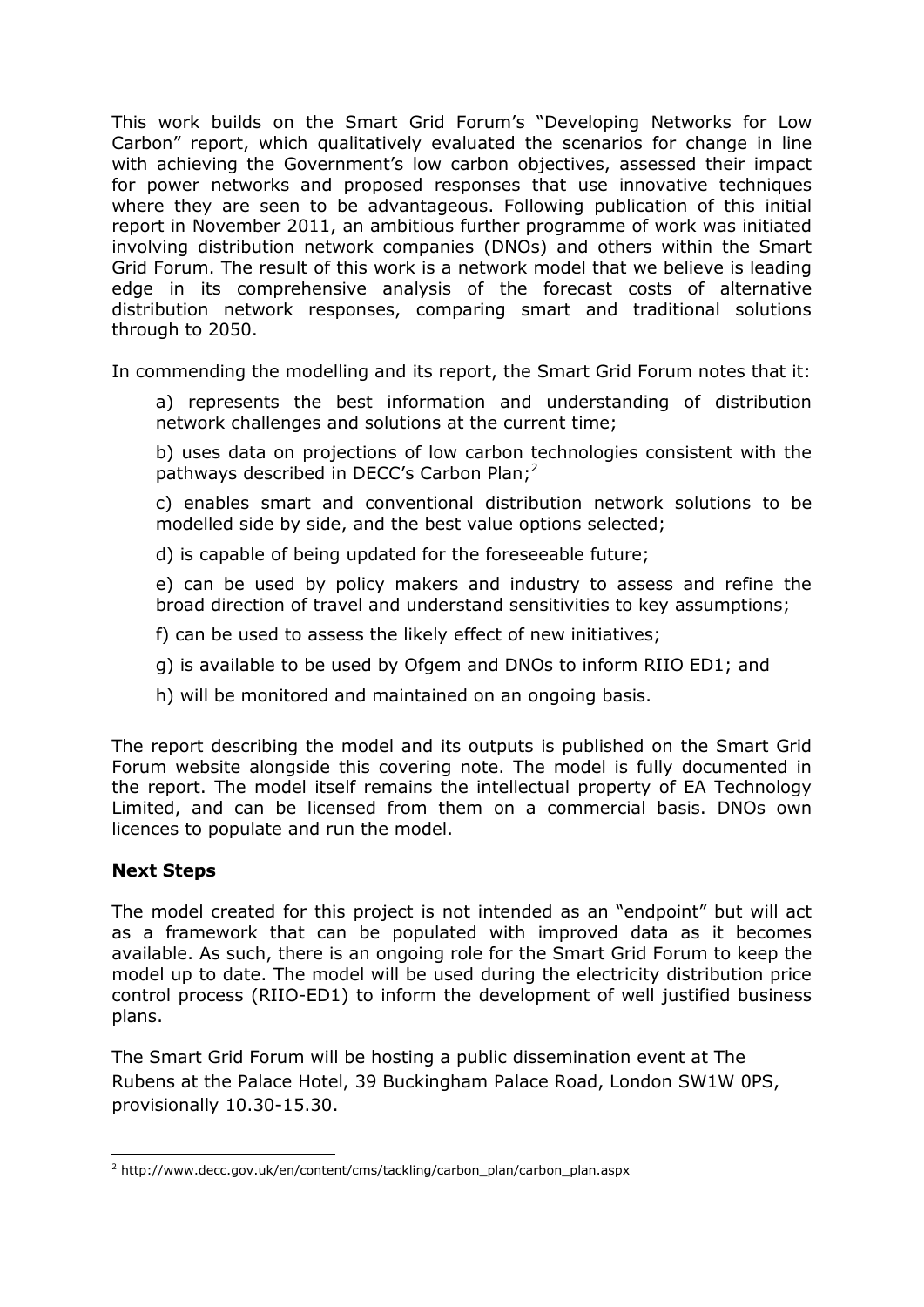This work builds on the Smart Grid Forum's "Developing Networks for Low Carbon" report, which qualitatively evaluated the scenarios for change in line with achieving the Government's low carbon objectives, assessed their impact for power networks and proposed responses that use innovative techniques where they are seen to be advantageous. Following publication of this initial report in November 2011, an ambitious further programme of work was initiated involving distribution network companies (DNOs) and others within the Smart Grid Forum. The result of this work is a network model that we believe is leading edge in its comprehensive analysis of the forecast costs of alternative distribution network responses, comparing smart and traditional solutions through to 2050.

In commending the modelling and its report, the Smart Grid Forum notes that it:

a) represents the best information and understanding of distribution network challenges and solutions at the current time;

b) uses data on projections of low carbon technologies consistent with the pathways described in DECC's Carbon Plan;[2]

c) enables smart and conventional distribution network solutions to be modelled side by side, and the best value options selected;

d) is capable of being updated for the foreseeable future;

e) can be used by policy makers and industry to assess and refine the broad direction of travel and understand sensitivities to key assumptions;

f) can be used to assess the likely effect of new initiatives;

g) is available to be used by Ofgem and DNOs to inform RIIO ED1; and

h) will be monitored and maintained on an ongoing basis.

The report describing the model and its outputs is published on the Smart Grid Forum website alongside this covering note. The model is fully documented in the report. The model itself remains the intellectual property of EA Technology Limited, and can be licensed from them on a commercial basis. DNOs own licences to populate and run the model.

**Next Steps**

The model created for this project is not intended as an "endpoint" but will act as a framework that can be populated with improved data as it becomes available. As such, there is an ongoing role for the Smart Grid Forum to keep the model up to date. The model will be used during the electricity distribution price control process (RIIO-ED1) to inform the development of well justified business plans.

The Smart Grid Forum will be hosting a public dissemination event at The Rubens at the Palace Hotel, 39 Buckingham Palace Road, London SW1W 0PS, provisionally 10.30-15.30.

[2] http://www.decc.gov.uk/en/content/cms/tackling/carbon_plan/carbon_plan.aspx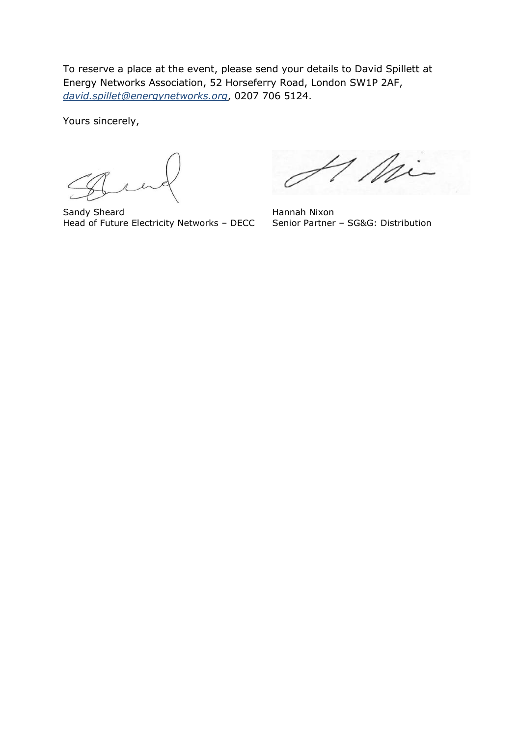To reserve a place at the event, please send your details to David Spillett at Energy Networks Association, 52 Horseferry Road, London SW1P 2AF, *david.spillet@energynetworks.org*, 0207 706 5124.

Yours sincerely,

Sandy Sheard
Head of Future Electricity Networks – DECC

Hannah Nixon
Senior Partner – SG&G: Distribution